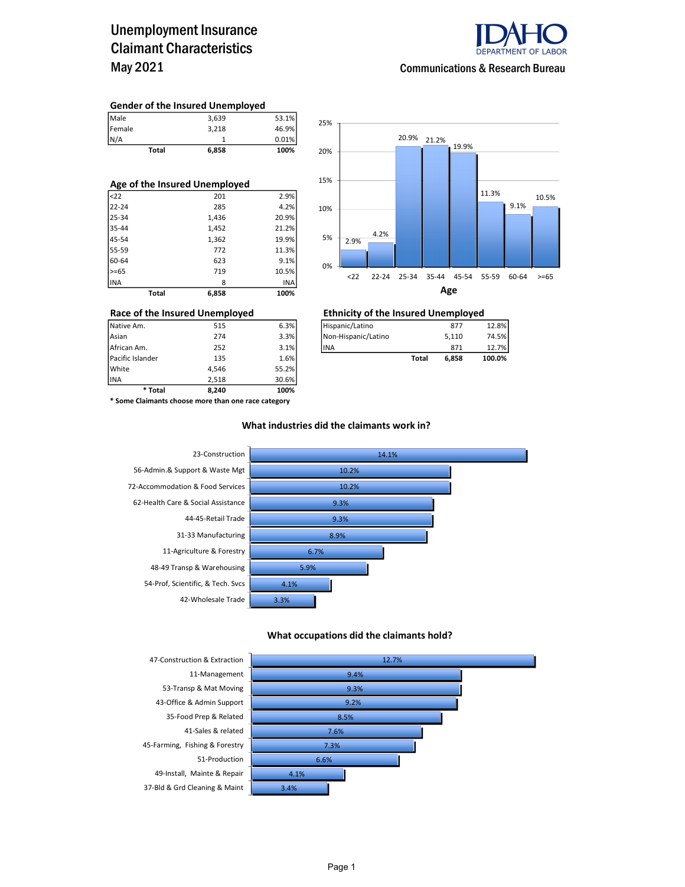# Unemployment Insurance Claimant Characteristics
# May 2021

IDAHO DEPARTMENT OF LABOR

Communications & Research Bureau

### Gender of the Insured Unemployed

| | | |
|---|---|---|
| Male | 3,639 | 53.1% |
| Female | 3,218 | 46.9% |
| N/A | 1 | 0.01% |
| **Total** | **6,858** | **100%** |

### Age of the Insured Unemployed

| | | |
|---|---|---|
| <22 | 201 | 2.9% |
| 22-24 | 285 | 4.2% |
| 25-34 | 1,436 | 20.9% |
| 35-44 | 1,452 | 21.2% |
| 45-54 | 1,362 | 19.9% |
| 55-59 | 772 | 11.3% |
| 60-64 | 623 | 9.1% |
| >=65 | 719 | 10.5% |
| INA | 8 | INA |
| **Total** | **6,858** | **100%** |

**Age**

| Age | <22 | 22-24 | 25-34 | 35-44 | 45-54 | 55-59 | 60-64 | >=65 |
|---|---|---|---|---|---|---|---|---|
| % | 2.9% | 4.2% | 20.9% | 21.2% | 19.9% | 11.3% | 9.1% | 10.5% |

### Race of the Insured Unemployed

| | | |
|---|---|---|
| Native Am. | 515 | 6.3% |
| Asian | 274 | 3.3% |
| African Am. | 252 | 3.1% |
| Pacific Islander | 135 | 1.6% |
| White | 4,546 | 55.2% |
| INA | 2,518 | 30.6% |
| **\* Total** | **8,240** | **100%** |

**\* Some Claimants choose more than one race category**

### Ethnicity of the Insured Unemployed

| | | |
|---|---|---|
| Hispanic/Latino | 877 | 12.8% |
| Non-Hispanic/Latino | 5,110 | 74.5% |
| INA | 871 | 12.7% |
| **Total** | **6,858** | **100.0%** |

### What industries did the claimants work in?

| Industry | % |
|---|---|
| 23-Construction | 14.1% |
| 56-Admin.& Support & Waste Mgt | 10.2% |
| 72-Accommodation & Food Services | 10.2% |
| 62-Health Care & Social Assistance | 9.3% |
| 44-45-Retail Trade | 9.3% |
| 31-33 Manufacturing | 8.9% |
| 11-Agriculture & Forestry | 6.7% |
| 48-49 Transp & Warehousing | 5.9% |
| 54-Prof, Scientific, & Tech. Svcs | 4.1% |
| 42-Wholesale Trade | 3.3% |

### What occupations did the claimants hold?

| Occupation | % |
|---|---|
| 47-Construction & Extraction | 12.7% |
| 11-Management | 9.4% |
| 53-Transp & Mat Moving | 9.3% |
| 43-Office & Admin Support | 9.2% |
| 35-Food Prep & Related | 8.5% |
| 41-Sales & related | 7.6% |
| 45-Farming, Fishing & Forestry | 7.3% |
| 51-Production | 6.6% |
| 49-Install, Mainte & Repair | 4.1% |
| 37-Bld & Grd Cleaning & Maint | 3.4% |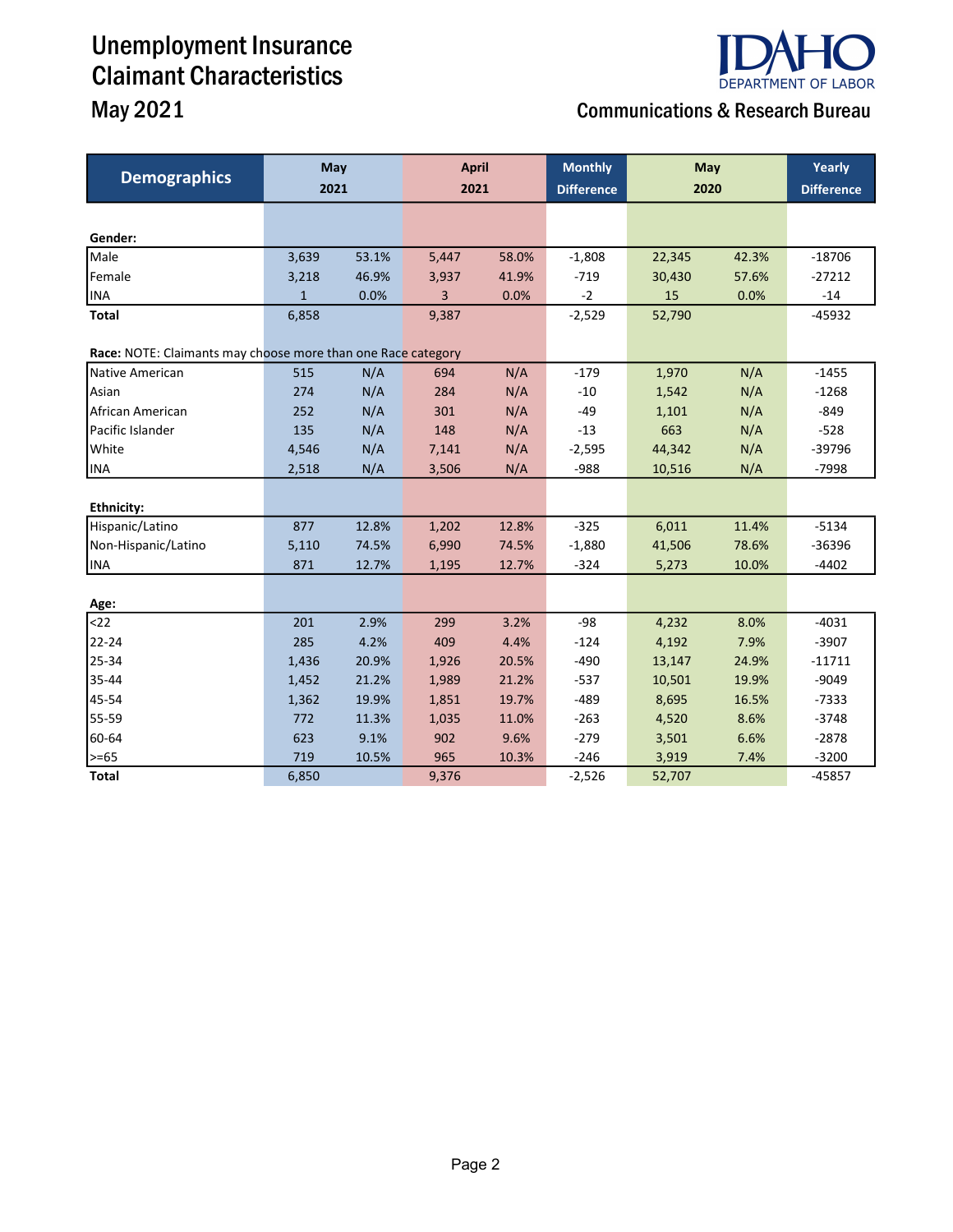# Unemployment Insurance Claimant Characteristics

## May 2021

IDAHO DEPARTMENT OF LABOR

Communications & Research Bureau

| Demographics | May 2021 | | April 2021 | | Monthly Difference | May 2020 | | Yearly Difference |
|---|---|---|---|---|---|---|---|---|
| **Gender:** | | | | | | | | |
| Male | 3,639 | 53.1% | 5,447 | 58.0% | -1,808 | 22,345 | 42.3% | -18706 |
| Female | 3,218 | 46.9% | 3,937 | 41.9% | -719 | 30,430 | 57.6% | -27212 |
| INA | 1 | 0.0% | 3 | 0.0% | -2 | 15 | 0.0% | -14 |
| **Total** | 6,858 | | 9,387 | | -2,529 | 52,790 | | -45932 |
| **Race:** NOTE: Claimants may choose more than one Race category | | | | | | | | |
| Native American | 515 | N/A | 694 | N/A | -179 | 1,970 | N/A | -1455 |
| Asian | 274 | N/A | 284 | N/A | -10 | 1,542 | N/A | -1268 |
| African American | 252 | N/A | 301 | N/A | -49 | 1,101 | N/A | -849 |
| Pacific Islander | 135 | N/A | 148 | N/A | -13 | 663 | N/A | -528 |
| White | 4,546 | N/A | 7,141 | N/A | -2,595 | 44,342 | N/A | -39796 |
| INA | 2,518 | N/A | 3,506 | N/A | -988 | 10,516 | N/A | -7998 |
| **Ethnicity:** | | | | | | | | |
| Hispanic/Latino | 877 | 12.8% | 1,202 | 12.8% | -325 | 6,011 | 11.4% | -5134 |
| Non-Hispanic/Latino | 5,110 | 74.5% | 6,990 | 74.5% | -1,880 | 41,506 | 78.6% | -36396 |
| INA | 871 | 12.7% | 1,195 | 12.7% | -324 | 5,273 | 10.0% | -4402 |
| **Age:** | | | | | | | | |
| <22 | 201 | 2.9% | 299 | 3.2% | -98 | 4,232 | 8.0% | -4031 |
| 22-24 | 285 | 4.2% | 409 | 4.4% | -124 | 4,192 | 7.9% | -3907 |
| 25-34 | 1,436 | 20.9% | 1,926 | 20.5% | -490 | 13,147 | 24.9% | -11711 |
| 35-44 | 1,452 | 21.2% | 1,989 | 21.2% | -537 | 10,501 | 19.9% | -9049 |
| 45-54 | 1,362 | 19.9% | 1,851 | 19.7% | -489 | 8,695 | 16.5% | -7333 |
| 55-59 | 772 | 11.3% | 1,035 | 11.0% | -263 | 4,520 | 8.6% | -3748 |
| 60-64 | 623 | 9.1% | 902 | 9.6% | -279 | 3,501 | 6.6% | -2878 |
| >=65 | 719 | 10.5% | 965 | 10.3% | -246 | 3,919 | 7.4% | -3200 |
| **Total** | 6,850 | | 9,376 | | -2,526 | 52,707 | | -45857 |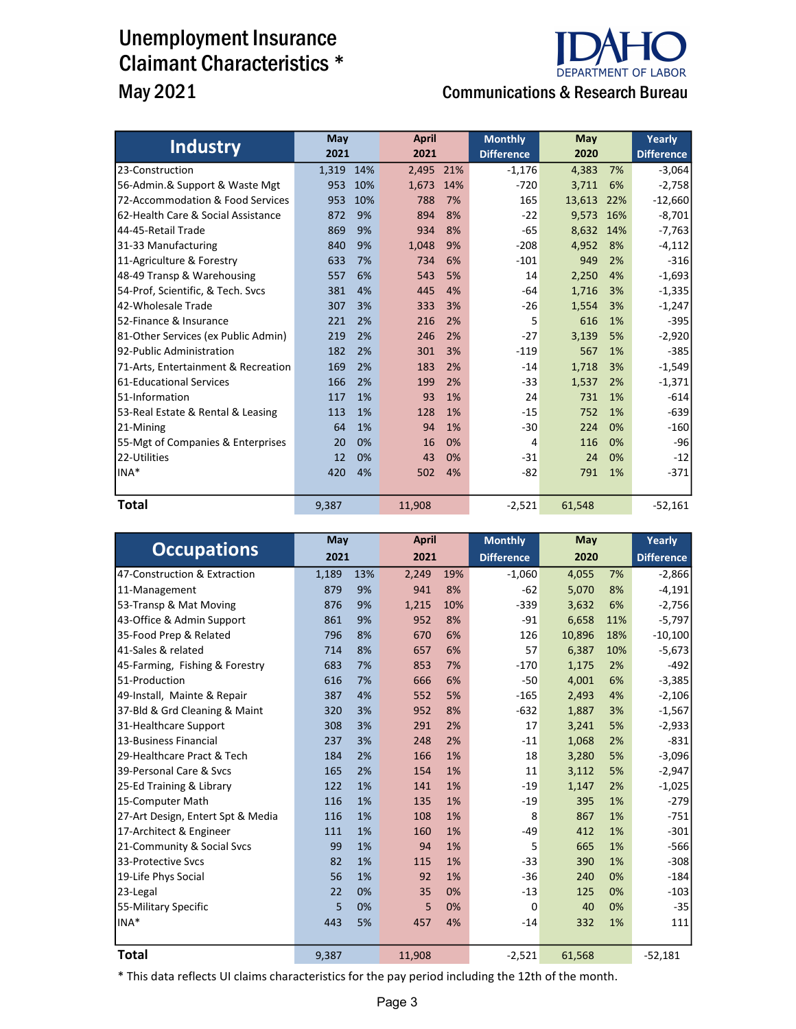# Unemployment Insurance Claimant Characteristics *

## May 2021

IDAHO DEPARTMENT OF LABOR

Communications & Research Bureau

| Industry | May 2021 | | April 2021 | | Monthly Difference | May 2020 | | Yearly Difference |
|---|---|---|---|---|---|---|---|---|
| 23-Construction | 1,319 | 14% | 2,495 | 21% | -1,176 | 4,383 | 7% | -3,064 |
| 56-Admin.& Support & Waste Mgt | 953 | 10% | 1,673 | 14% | -720 | 3,711 | 6% | -2,758 |
| 72-Accommodation & Food Services | 953 | 10% | 788 | 7% | 165 | 13,613 | 22% | -12,660 |
| 62-Health Care & Social Assistance | 872 | 9% | 894 | 8% | -22 | 9,573 | 16% | -8,701 |
| 44-45-Retail Trade | 869 | 9% | 934 | 8% | -65 | 8,632 | 14% | -7,763 |
| 31-33 Manufacturing | 840 | 9% | 1,048 | 9% | -208 | 4,952 | 8% | -4,112 |
| 11-Agriculture & Forestry | 633 | 7% | 734 | 6% | -101 | 949 | 2% | -316 |
| 48-49 Transp & Warehousing | 557 | 6% | 543 | 5% | 14 | 2,250 | 4% | -1,693 |
| 54-Prof, Scientific, & Tech. Svcs | 381 | 4% | 445 | 4% | -64 | 1,716 | 3% | -1,335 |
| 42-Wholesale Trade | 307 | 3% | 333 | 3% | -26 | 1,554 | 3% | -1,247 |
| 52-Finance & Insurance | 221 | 2% | 216 | 2% | 5 | 616 | 1% | -395 |
| 81-Other Services (ex Public Admin) | 219 | 2% | 246 | 2% | -27 | 3,139 | 5% | -2,920 |
| 92-Public Administration | 182 | 2% | 301 | 3% | -119 | 567 | 1% | -385 |
| 71-Arts, Entertainment & Recreation | 169 | 2% | 183 | 2% | -14 | 1,718 | 3% | -1,549 |
| 61-Educational Services | 166 | 2% | 199 | 2% | -33 | 1,537 | 2% | -1,371 |
| 51-Information | 117 | 1% | 93 | 1% | 24 | 731 | 1% | -614 |
| 53-Real Estate & Rental & Leasing | 113 | 1% | 128 | 1% | -15 | 752 | 1% | -639 |
| 21-Mining | 64 | 1% | 94 | 1% | -30 | 224 | 0% | -160 |
| 55-Mgt of Companies & Enterprises | 20 | 0% | 16 | 0% | 4 | 116 | 0% | -96 |
| 22-Utilities | 12 | 0% | 43 | 0% | -31 | 24 | 0% | -12 |
| INA* | 420 | 4% | 502 | 4% | -82 | 791 | 1% | -371 |
| **Total** | 9,387 | | 11,908 | | -2,521 | 61,548 | | -52,161 |

| Occupations | May 2021 | | April 2021 | | Monthly Difference | May 2020 | | Yearly Difference |
|---|---|---|---|---|---|---|---|---|
| 47-Construction & Extraction | 1,189 | 13% | 2,249 | 19% | -1,060 | 4,055 | 7% | -2,866 |
| 11-Management | 879 | 9% | 941 | 8% | -62 | 5,070 | 8% | -4,191 |
| 53-Transp & Mat Moving | 876 | 9% | 1,215 | 10% | -339 | 3,632 | 6% | -2,756 |
| 43-Office & Admin Support | 861 | 9% | 952 | 8% | -91 | 6,658 | 11% | -5,797 |
| 35-Food Prep & Related | 796 | 8% | 670 | 6% | 126 | 10,896 | 18% | -10,100 |
| 41-Sales & related | 714 | 8% | 657 | 6% | 57 | 6,387 | 10% | -5,673 |
| 45-Farming, Fishing & Forestry | 683 | 7% | 853 | 7% | -170 | 1,175 | 2% | -492 |
| 51-Production | 616 | 7% | 666 | 6% | -50 | 4,001 | 6% | -3,385 |
| 49-Install, Mainte & Repair | 387 | 4% | 552 | 5% | -165 | 2,493 | 4% | -2,106 |
| 37-Bld & Grd Cleaning & Maint | 320 | 3% | 952 | 8% | -632 | 1,887 | 3% | -1,567 |
| 31-Healthcare Support | 308 | 3% | 291 | 2% | 17 | 3,241 | 5% | -2,933 |
| 13-Business Financial | 237 | 3% | 248 | 2% | -11 | 1,068 | 2% | -831 |
| 29-Healthcare Pract & Tech | 184 | 2% | 166 | 1% | 18 | 3,280 | 5% | -3,096 |
| 39-Personal Care & Svcs | 165 | 2% | 154 | 1% | 11 | 3,112 | 5% | -2,947 |
| 25-Ed Training & Library | 122 | 1% | 141 | 1% | -19 | 1,147 | 2% | -1,025 |
| 15-Computer Math | 116 | 1% | 135 | 1% | -19 | 395 | 1% | -279 |
| 27-Art Design, Entert Spt & Media | 116 | 1% | 108 | 1% | 8 | 867 | 1% | -751 |
| 17-Architect & Engineer | 111 | 1% | 160 | 1% | -49 | 412 | 1% | -301 |
| 21-Community & Social Svcs | 99 | 1% | 94 | 1% | 5 | 665 | 1% | -566 |
| 33-Protective Svcs | 82 | 1% | 115 | 1% | -33 | 390 | 1% | -308 |
| 19-Life Phys Social | 56 | 1% | 92 | 1% | -36 | 240 | 0% | -184 |
| 23-Legal | 22 | 0% | 35 | 0% | -13 | 125 | 0% | -103 |
| 55-Military Specific | 5 | 0% | 5 | 0% | 0 | 40 | 0% | -35 |
| INA* | 443 | 5% | 457 | 4% | -14 | 332 | 1% | 111 |
| **Total** | 9,387 | | 11,908 | | -2,521 | 61,568 | | -52,181 |

* This data reflects UI claims characteristics for the pay period including the 12th of the month.